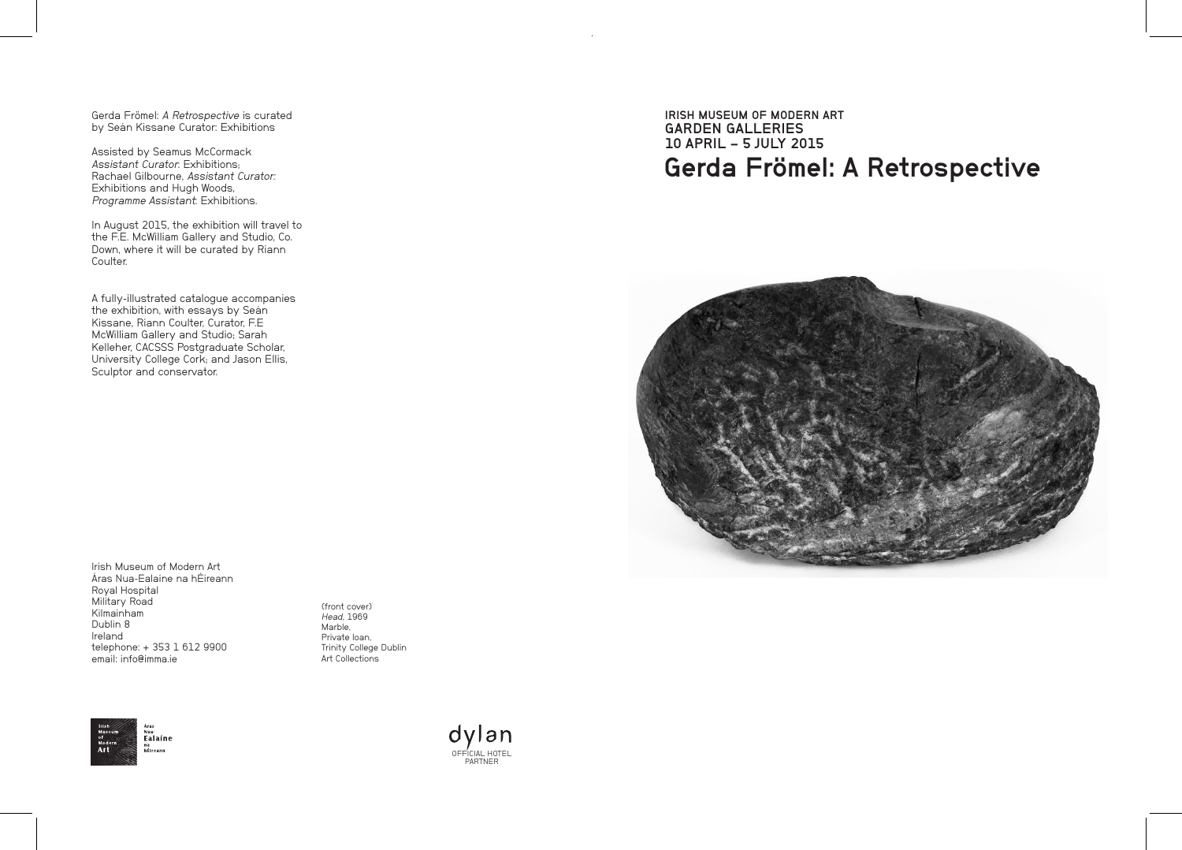# IRISH MUSEUM OF MODERN ART
## GARDEN GALLERIES
## 10 APRIL – 5 JULY 2015
# Gerda Frömel: A Retrospective

Gerda Frömel: *A Retrospective* is curated by Seán Kissane Curator: Exhibitions

Assisted by Seamus McCormack *Assistant Curator*: Exhibitions; Rachael Gilbourne, *Assistant Curator:* Exhibitions and Hugh Woods, *Programme Assistant*: Exhibitions.

In August 2015, the exhibition will travel to the F.E. McWilliam Gallery and Studio, Co. Down, where it will be curated by Riann Coulter.

A fully-illustrated catalogue accompanies the exhibition, with essays by Seán Kissane, Riann Coulter, Curator, F.E McWilliam Gallery and Studio; Sarah Kelleher, CACSSS Postgraduate Scholar, University College Cork; and Jason Ellis, Sculptor and conservator.

Irish Museum of Modern Art
Áras Nua-Ealaíne na hÉireann
Royal Hospital
Military Road
Kilmainham
Dublin 8
Ireland
telephone: + 353 1 612 9900
email: info@imma.ie

(front cover)
*Head*, 1969
Marble,
Private loan,
Trinity College Dublin
Art Collections

Irish Museum of Modern Art
Áras Nua-Ealaíne na hÉireann

dylan
OFFICIAL HOTEL PARTNER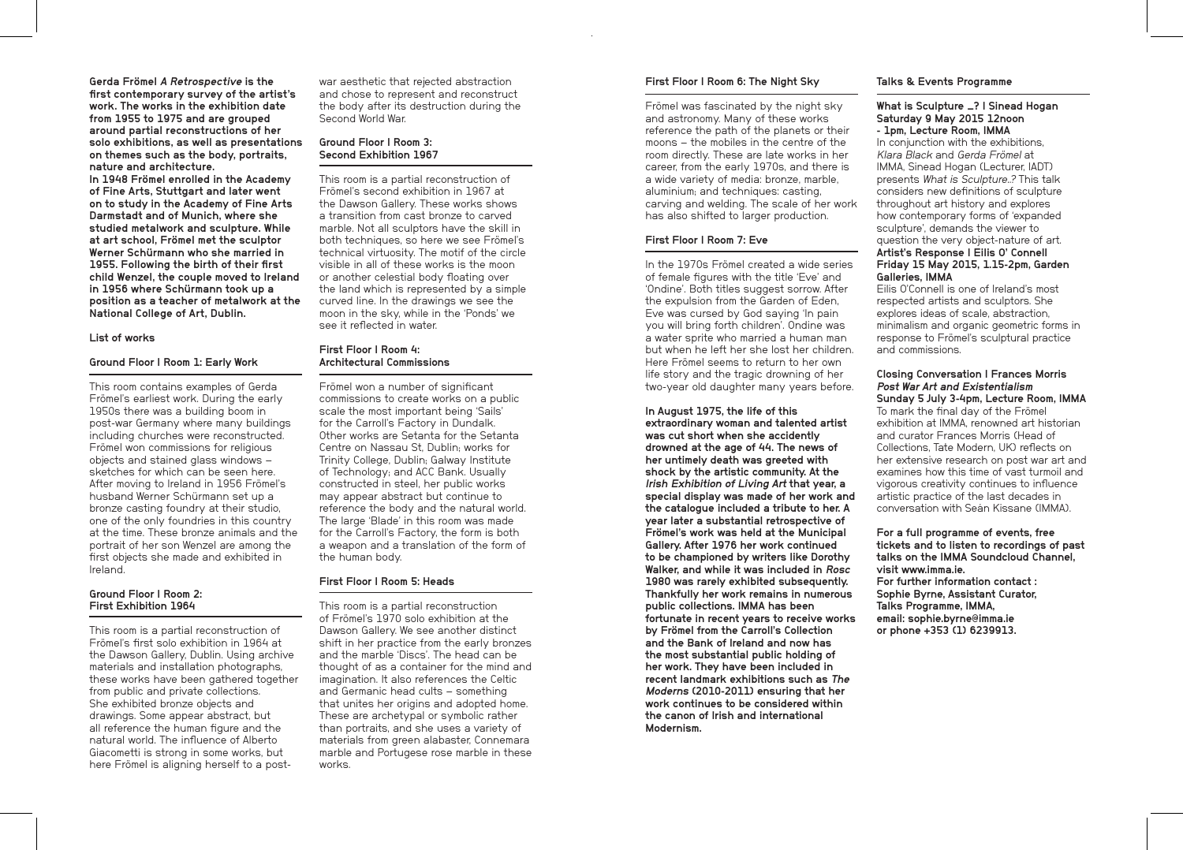**Gerda Frömel *A Retrospective* is the first contemporary survey of the artist's work. The works in the exhibition date from 1955 to 1975 and are grouped around partial reconstructions of her solo exhibitions, as well as presentations on themes such as the body, portraits, nature and architecture.**
**In 1948 Frömel enrolled in the Academy of Fine Arts, Stuttgart and later went on to study in the Academy of Fine Arts Darmstadt and of Munich, where she studied metalwork and sculpture. While at art school, Frömel met the sculptor Werner Schürmann who she married in 1955. Following the birth of their first child Wenzel, the couple moved to Ireland in 1956 where Schürmann took up a position as a teacher of metalwork at the National College of Art, Dublin.**

**List of works**

### Ground Floor I Room 1: Early Work

This room contains examples of Gerda Frömel's earliest work. During the early 1950s there was a building boom in post-war Germany where many buildings including churches were reconstructed. Frömel won commissions for religious objects and stained glass windows – sketches for which can be seen here. After moving to Ireland in 1956 Frömel's husband Werner Schürmann set up a bronze casting foundry at their studio, one of the only foundries in this country at the time. These bronze animals and the portrait of her son Wenzel are among the first objects she made and exhibited in Ireland.

### Ground Floor I Room 2: First Exhibition 1964

This room is a partial reconstruction of Frömel's first solo exhibition in 1964 at the Dawson Gallery, Dublin. Using archive materials and installation photographs, these works have been gathered together from public and private collections. She exhibited bronze objects and drawings. Some appear abstract, but all reference the human figure and the natural world. The influence of Alberto Giacometti is strong in some works, but here Frömel is aligning herself to a post-war aesthetic that rejected abstraction and chose to represent and reconstruct the body after its destruction during the Second World War.

### Ground Floor I Room 3: Second Exhibition 1967

This room is a partial reconstruction of Frömel's second exhibition in 1967 at the Dawson Gallery. These works shows a transition from cast bronze to carved marble. Not all sculptors have the skill in both techniques, so here we see Frömel's technical virtuosity. The motif of the circle visible in all of these works is the moon or another celestial body floating over the land which is represented by a simple curved line. In the drawings we see the moon in the sky, while in the 'Ponds' we see it reflected in water.

### First Floor I Room 4: Architectural Commissions

Frömel won a number of significant commissions to create works on a public scale the most important being 'Sails' for the Carroll's Factory in Dundalk. Other works are Setanta for the Setanta Centre on Nassau St, Dublin; works for Trinity College, Dublin; Galway Institute of Technology; and ACC Bank. Usually constructed in steel, her public works may appear abstract but continue to reference the body and the natural world. The large 'Blade' in this room was made for the Carroll's Factory, the form is both a weapon and a translation of the form of the human body.

### First Floor I Room 5: Heads

This room is a partial reconstruction of Frömel's 1970 solo exhibition at the Dawson Gallery. We see another distinct shift in her practice from the early bronzes and the marble 'Discs'. The head can be thought of as a container for the mind and imagination. It also references the Celtic and Germanic head cults – something that unites her origins and adopted home. These are archetypal or symbolic rather than portraits, and she uses a variety of materials from green alabaster, Connemara marble and Portugese rose marble in these works.

### First Floor I Room 6: The Night Sky

Frömel was fascinated by the night sky and astronomy. Many of these works reference the path of the planets or their moons – the mobiles in the centre of the room directly. These are late works in her career, from the early 1970s, and there is a wide variety of media: bronze, marble, aluminium; and techniques: casting, carving and welding. The scale of her work has also shifted to larger production.

### First Floor I Room 7: Eve

In the 1970s Frömel created a wide series of female figures with the title 'Eve' and 'Ondine'. Both titles suggest sorrow. After the expulsion from the Garden of Eden, Eve was cursed by God saying 'In pain you will bring forth children'. Ondine was a water sprite who married a human man but when he left her she lost her children. Here Frömel seems to return to her own life story and the tragic drowning of her two-year old daughter many years before.

**In August 1975, the life of this extraordinary woman and talented artist was cut short when she accidently drowned at the age of 44. The news of her untimely death was greeted with shock by the artistic community. At the *Irish Exhibition of Living Art* that year, a special display was made of her work and the catalogue included a tribute to her. A year later a substantial retrospective of Frömel's work was held at the Municipal Gallery. After 1976 her work continued to be championed by writers like Dorothy Walker, and while it was included in *Rosc* 1980 was rarely exhibited subsequently. Thankfully her work remains in numerous public collections. IMMA has been fortunate in recent years to receive works by Frömel from the Carroll's Collection and the Bank of Ireland and now has the most substantial public holding of her work. They have been included in recent landmark exhibitions such as *The Moderns* (2010-2011) ensuring that her work continues to be considered within the canon of Irish and international Modernism.**

### Talks & Events Programme

**What is Sculpture ..? I Sinead Hogan**
**Saturday 9 May 2015 12noon - 1pm, Lecture Room, IMMA**
In conjunction with the exhibitions, *Klara Black* and *Gerda Frömel* at IMMA, Sinead Hogan (Lecturer, IADT) presents *What is Sculpture..?* This talk considers new definitions of sculpture throughout art history and explores how contemporary forms of 'expanded sculpture', demands the viewer to question the very object-nature of art.

**Artist's Response I Eilis O' Connell**
**Friday 15 May 2015, 1.15-2pm, Garden Galleries, IMMA**
Eilis O'Connell is one of Ireland's most respected artists and sculptors. She explores ideas of scale, abstraction, minimalism and organic geometric forms in response to Frömel's sculptural practice and commissions.

**Closing Conversation I Frances Morris**
***Post War Art and Existentialism***
**Sunday 5 July 3-4pm, Lecture Room, IMMA**
To mark the final day of the Frömel exhibition at IMMA, renowned art historian and curator Frances Morris (Head of Collections, Tate Modern, UK) reflects on her extensive research on post war art and examines how this time of vast turmoil and vigorous creativity continues to influence artistic practice of the last decades in conversation with Seán Kissane (IMMA).

**For a full programme of events, free tickets and to listen to recordings of past talks on the IMMA Soundcloud Channel, visit www.imma.ie.**
**For further information contact :**
**Sophie Byrne, Assistant Curator, Talks Programme, IMMA,**
**email: sophie.byrne@imma.ie**
**or phone +353 (1) 6239913.**